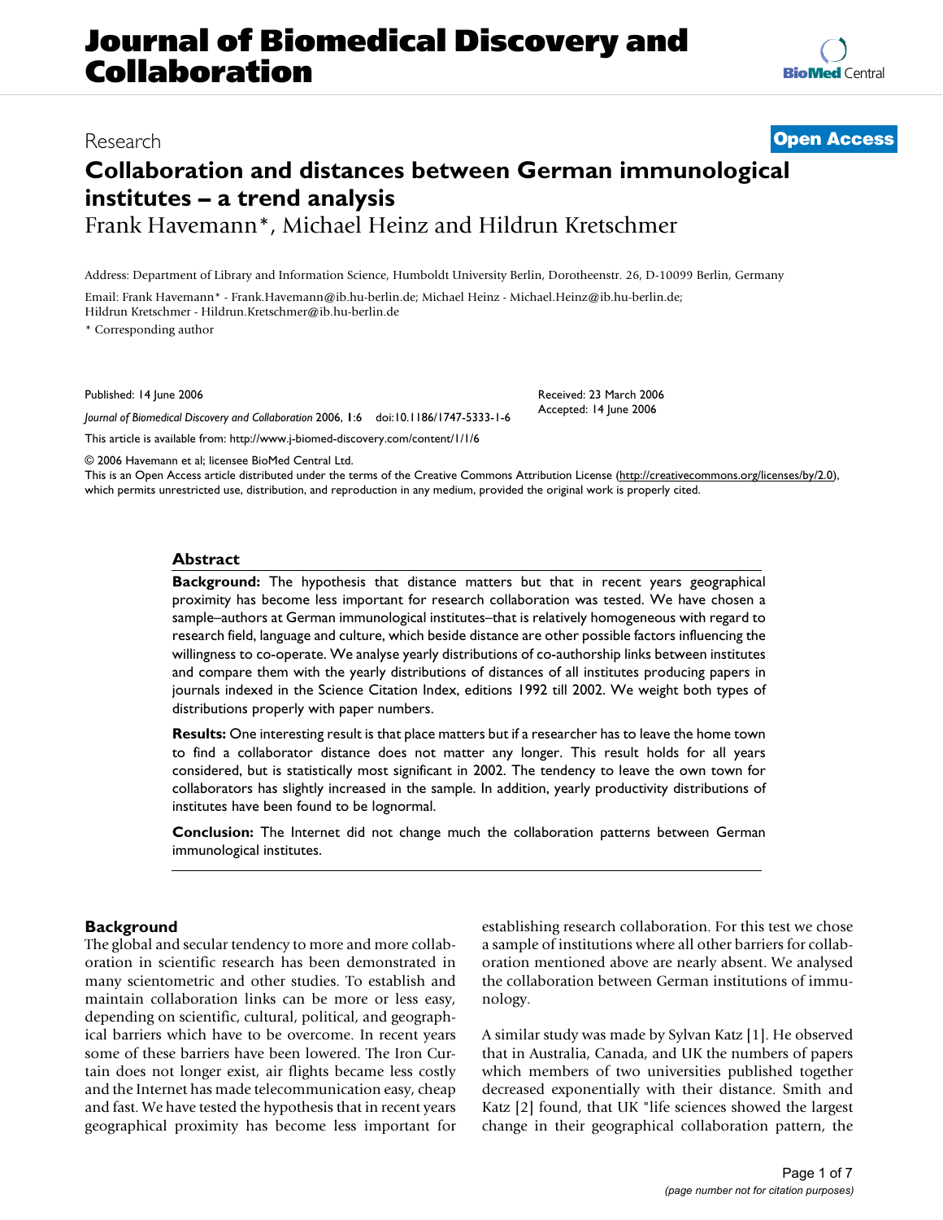# Journal of Biomedical Discovery and Collaboration

Research

**Open Access**

# Collaboration and distances between German immunological institutes – a trend analysis

Frank Havemann*, Michael Heinz and Hildrun Kretschmer

Address: Department of Library and Information Science, Humboldt University Berlin, Dorotheenstr. 26, D-10099 Berlin, Germany

Email: Frank Havemann* - Frank.Havemann@ib.hu-berlin.de; Michael Heinz - Michael.Heinz@ib.hu-berlin.de; Hildrun Kretschmer - Hildrun.Kretschmer@ib.hu-berlin.de

* Corresponding author

Published: 14 June 2006

*Journal of Biomedical Discovery and Collaboration* 2006, **1**:6 doi:10.1186/1747-5333-1-6

Received: 23 March 2006
Accepted: 14 June 2006

This article is available from: http://www.j-biomed-discovery.com/content/1/1/6

© 2006 Havemann et al; licensee BioMed Central Ltd.
This is an Open Access article distributed under the terms of the Creative Commons Attribution License (http://creativecommons.org/licenses/by/2.0), which permits unrestricted use, distribution, and reproduction in any medium, provided the original work is properly cited.

## Abstract

**Background:** The hypothesis that distance matters but that in recent years geographical proximity has become less important for research collaboration was tested. We have chosen a sample–authors at German immunological institutes–that is relatively homogeneous with regard to research field, language and culture, which beside distance are other possible factors influencing the willingness to co-operate. We analyse yearly distributions of co-authorship links between institutes and compare them with the yearly distributions of distances of all institutes producing papers in journals indexed in the Science Citation Index, editions 1992 till 2002. We weight both types of distributions properly with paper numbers.

**Results:** One interesting result is that place matters but if a researcher has to leave the home town to find a collaborator distance does not matter any longer. This result holds for all years considered, but is statistically most significant in 2002. The tendency to leave the own town for collaborators has slightly increased in the sample. In addition, yearly productivity distributions of institutes have been found to be lognormal.

**Conclusion:** The Internet did not change much the collaboration patterns between German immunological institutes.

## Background

The global and secular tendency to more and more collaboration in scientific research has been demonstrated in many scientometric and other studies. To establish and maintain collaboration links can be more or less easy, depending on scientific, cultural, political, and geographical barriers which have to be overcome. In recent years some of these barriers have been lowered. The Iron Curtain does not longer exist, air flights became less costly and the Internet has made telecommunication easy, cheap and fast. We have tested the hypothesis that in recent years geographical proximity has become less important for establishing research collaboration. For this test we chose a sample of institutions where all other barriers for collaboration mentioned above are nearly absent. We analysed the collaboration between German institutions of immunology.

A similar study was made by Sylvan Katz [1]. He observed that in Australia, Canada, and UK the numbers of papers which members of two universities published together decreased exponentially with their distance. Smith and Katz [2] found, that UK "life sciences showed the largest change in their geographical collaboration pattern, the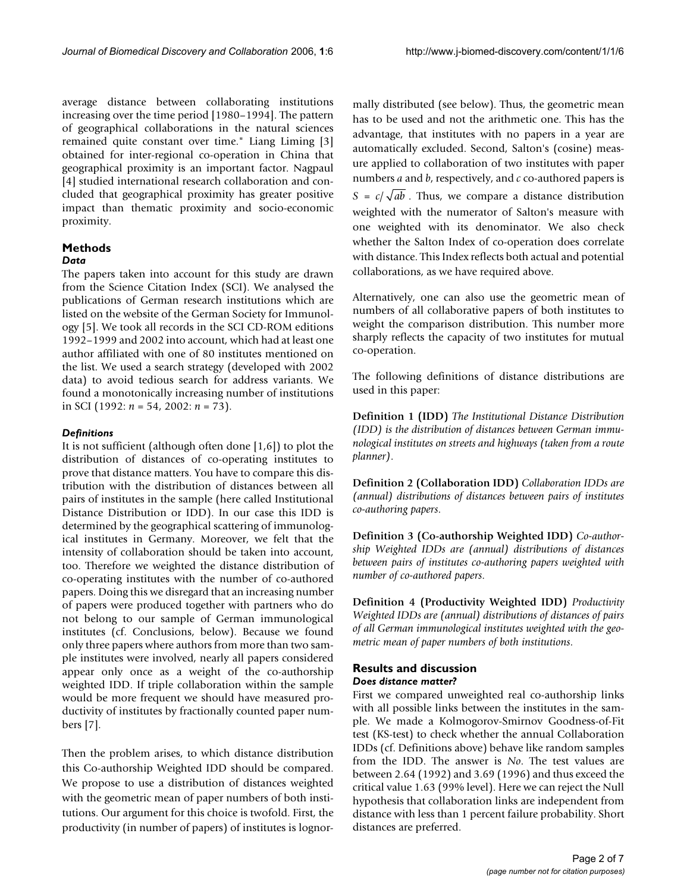average distance between collaborating institutions increasing over the time period [1980–1994]. The pattern of geographical collaborations in the natural sciences remained quite constant over time." Liang Liming [3] obtained for inter-regional co-operation in China that geographical proximity is an important factor. Nagpaul [4] studied international research collaboration and concluded that geographical proximity has greater positive impact than thematic proximity and socio-economic proximity.

## Methods

### *Data*

The papers taken into account for this study are drawn from the Science Citation Index (SCI). We analysed the publications of German research institutions which are listed on the website of the German Society for Immunology [5]. We took all records in the SCI CD-ROM editions 1992–1999 and 2002 into account, which had at least one author affiliated with one of 80 institutes mentioned on the list. We used a search strategy (developed with 2002 data) to avoid tedious search for address variants. We found a monotonically increasing number of institutions in SCI (1992: $n = 54$, 2002: $n = 73$).

### *Definitions*

It is not sufficient (although often done [1,6]) to plot the distribution of distances of co-operating institutes to prove that distance matters. You have to compare this distribution with the distribution of distances between all pairs of institutes in the sample (here called Institutional Distance Distribution or IDD). In our case this IDD is determined by the geographical scattering of immunological institutes in Germany. Moreover, we felt that the intensity of collaboration should be taken into account, too. Therefore we weighted the distance distribution of co-operating institutes with the number of co-authored papers. Doing this we disregard that an increasing number of papers were produced together with partners who do not belong to our sample of German immunological institutes (cf. Conclusions, below). Because we found only three papers where authors from more than two sample institutes were involved, nearly all papers considered appear only once as a weight of the co-authorship weighted IDD. If triple collaboration within the sample would be more frequent we should have measured productivity of institutes by fractionally counted paper numbers [7].

Then the problem arises, to which distance distribution this Co-authorship Weighted IDD should be compared. We propose to use a distribution of distances weighted with the geometric mean of paper numbers of both institutions. Our argument for this choice is twofold. First, the productivity (in number of papers) of institutes is lognormally distributed (see below). Thus, the geometric mean has to be used and not the arithmetic one. This has the advantage, that institutes with no papers in a year are automatically excluded. Second, Salton's (cosine) measure applied to collaboration of two institutes with paper numbers $a$ and $b$, respectively, and $c$ co-authored papers is $S = c/\sqrt{ab}$. Thus, we compare a distance distribution weighted with the numerator of Salton's measure with one weighted with its denominator. We also check whether the Salton Index of co-operation does correlate with distance. This Index reflects both actual and potential collaborations, as we have required above.

Alternatively, one can also use the geometric mean of numbers of all collaborative papers of both institutes to weight the comparison distribution. This number more sharply reflects the capacity of two institutes for mutual co-operation.

The following definitions of distance distributions are used in this paper:

**Definition 1 (IDD)** *The Institutional Distance Distribution (IDD) is the distribution of distances between German immunological institutes on streets and highways (taken from a route planner).*

**Definition 2 (Collaboration IDD)** *Collaboration IDDs are (annual) distributions of distances between pairs of institutes co-authoring papers.*

**Definition 3 (Co-authorship Weighted IDD)** *Co-authorship Weighted IDDs are (annual) distributions of distances between pairs of institutes co-authoring papers weighted with number of co-authored papers.*

**Definition 4 (Productivity Weighted IDD)** *Productivity Weighted IDDs are (annual) distributions of distances of pairs of all German immunological institutes weighted with the geometric mean of paper numbers of both institutions.*

## Results and discussion

### *Does distance matter?*

First we compared unweighted real co-authorship links with all possible links between the institutes in the sample. We made a Kolmogorov-Smirnov Goodness-of-Fit test (KS-test) to check whether the annual Collaboration IDDs (cf. Definitions above) behave like random samples from the IDD. The answer is *No*. The test values are between 2.64 (1992) and 3.69 (1996) and thus exceed the critical value 1.63 (99% level). Here we can reject the Null hypothesis that collaboration links are independent from distance with less than 1 percent failure probability. Short distances are preferred.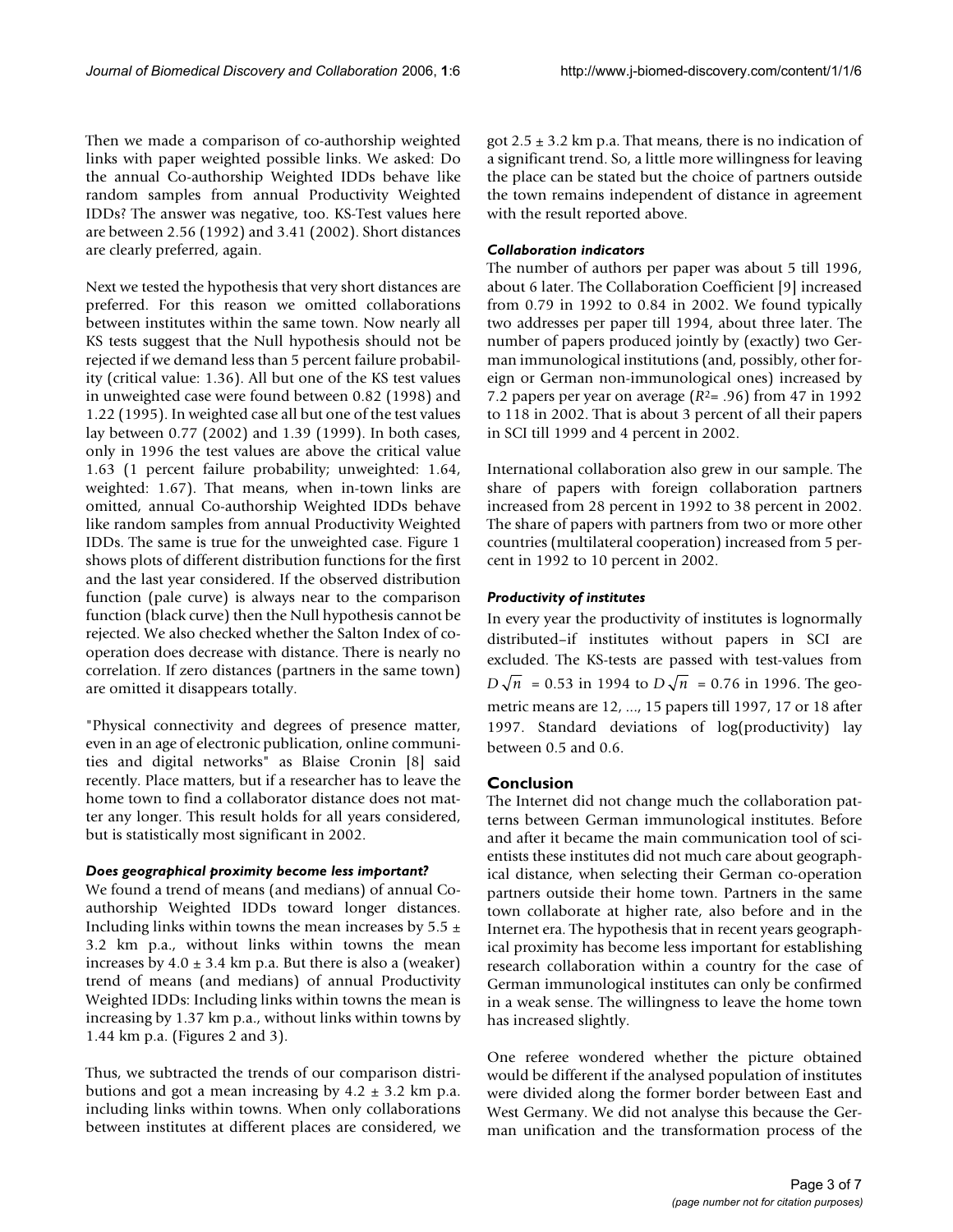Then we made a comparison of co-authorship weighted links with paper weighted possible links. We asked: Do the annual Co-authorship Weighted IDDs behave like random samples from annual Productivity Weighted IDDs? The answer was negative, too. KS-Test values here are between 2.56 (1992) and 3.41 (2002). Short distances are clearly preferred, again.

Next we tested the hypothesis that very short distances are preferred. For this reason we omitted collaborations between institutes within the same town. Now nearly all KS tests suggest that the Null hypothesis should not be rejected if we demand less than 5 percent failure probability (critical value: 1.36). All but one of the KS test values in unweighted case were found between 0.82 (1998) and 1.22 (1995). In weighted case all but one of the test values lay between 0.77 (2002) and 1.39 (1999). In both cases, only in 1996 the test values are above the critical value 1.63 (1 percent failure probability; unweighted: 1.64, weighted: 1.67). That means, when in-town links are omitted, annual Co-authorship Weighted IDDs behave like random samples from annual Productivity Weighted IDDs. The same is true for the unweighted case. Figure 1 shows plots of different distribution functions for the first and the last year considered. If the observed distribution function (pale curve) is always near to the comparison function (black curve) then the Null hypothesis cannot be rejected. We also checked whether the Salton Index of co-operation does decrease with distance. There is nearly no correlation. If zero distances (partners in the same town) are omitted it disappears totally.

"Physical connectivity and degrees of presence matter, even in an age of electronic publication, online communities and digital networks" as Blaise Cronin [8] said recently. Place matters, but if a researcher has to leave the home town to find a collaborator distance does not matter any longer. This result holds for all years considered, but is statistically most significant in 2002.

### *Does geographical proximity become less important?*

We found a trend of means (and medians) of annual Co-authorship Weighted IDDs toward longer distances. Including links within towns the mean increases by 5.5 ± 3.2 km p.a., without links within towns the mean increases by 4.0 ± 3.4 km p.a. But there is also a (weaker) trend of means (and medians) of annual Productivity Weighted IDDs: Including links within towns the mean is increasing by 1.37 km p.a., without links within towns by 1.44 km p.a. (Figures 2 and 3).

Thus, we subtracted the trends of our comparison distributions and got a mean increasing by 4.2 ± 3.2 km p.a. including links within towns. When only collaborations between institutes at different places are considered, we got 2.5 ± 3.2 km p.a. That means, there is no indication of a significant trend. So, a little more willingness for leaving the place can be stated but the choice of partners outside the town remains independent of distance in agreement with the result reported above.

### *Collaboration indicators*

The number of authors per paper was about 5 till 1996, about 6 later. The Collaboration Coefficient [9] increased from 0.79 in 1992 to 0.84 in 2002. We found typically two addresses per paper till 1994, about three later. The number of papers produced jointly by (exactly) two German immunological institutions (and, possibly, other foreign or German non-immunological ones) increased by 7.2 papers per year on average ($R^2$= .96) from 47 in 1992 to 118 in 2002. That is about 3 percent of all their papers in SCI till 1999 and 4 percent in 2002.

International collaboration also grew in our sample. The share of papers with foreign collaboration partners increased from 28 percent in 1992 to 38 percent in 2002. The share of papers with partners from two or more other countries (multilateral cooperation) increased from 5 percent in 1992 to 10 percent in 2002.

### *Productivity of institutes*

In every year the productivity of institutes is lognormally distributed–if institutes without papers in SCI are excluded. The KS-tests are passed with test-values from $D\sqrt{n}$ = 0.53 in 1994 to $D\sqrt{n}$ = 0.76 in 1996. The geometric means are 12, ..., 15 papers till 1997, 17 or 18 after 1997. Standard deviations of log(productivity) lay between 0.5 and 0.6.

## Conclusion

The Internet did not change much the collaboration patterns between German immunological institutes. Before and after it became the main communication tool of scientists these institutes did not much care about geographical distance, when selecting their German co-operation partners outside their home town. Partners in the same town collaborate at higher rate, also before and in the Internet era. The hypothesis that in recent years geographical proximity has become less important for establishing research collaboration within a country for the case of German immunological institutes can only be confirmed in a weak sense. The willingness to leave the home town has increased slightly.

One referee wondered whether the picture obtained would be different if the analysed population of institutes were divided along the former border between East and West Germany. We did not analyse this because the German unification and the transformation process of the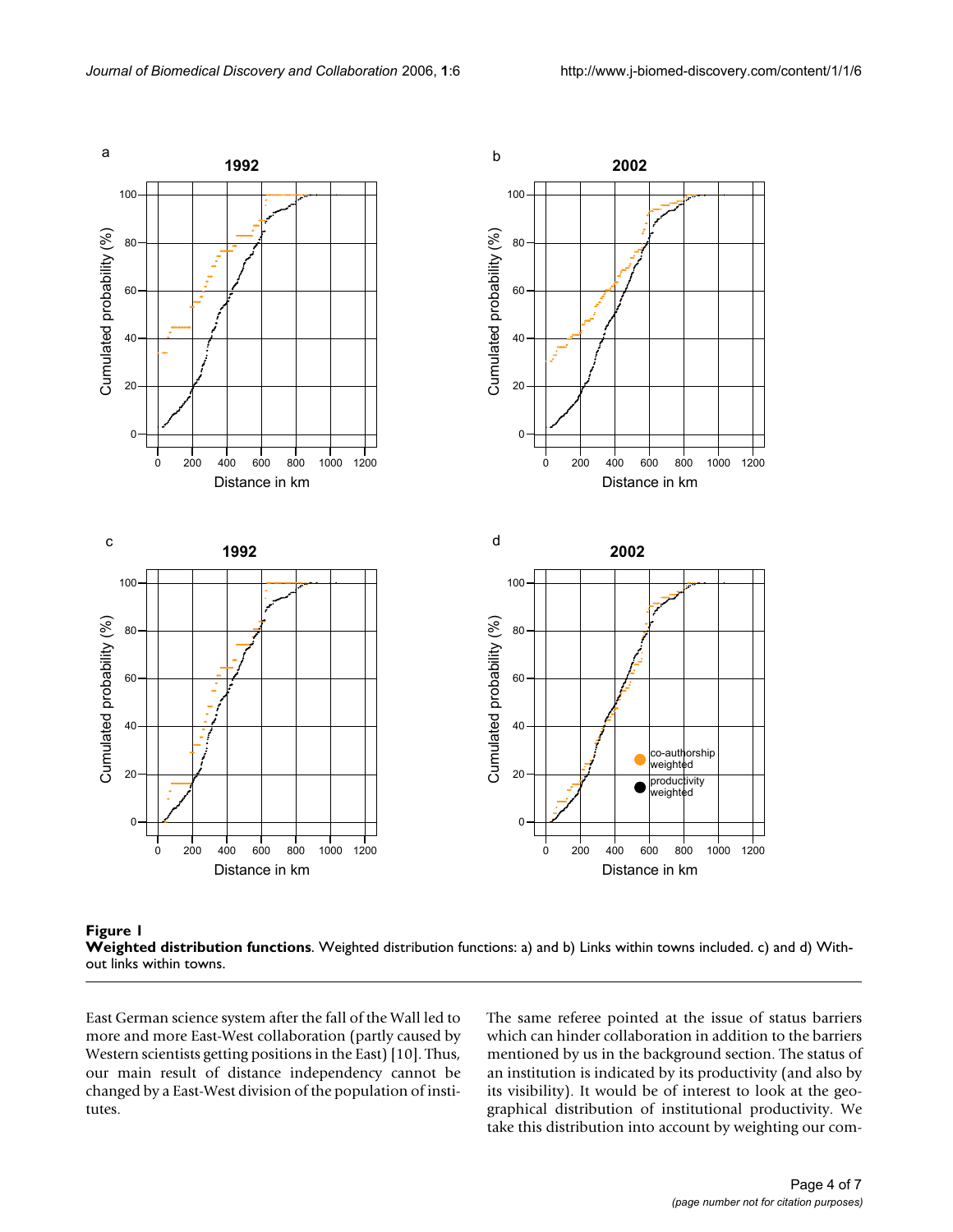**Figure 1**

**Weighted distribution functions**. Weighted distribution functions: a) and b) Links within towns included. c) and d) Without links within towns.

East German science system after the fall of the Wall led to more and more East-West collaboration (partly caused by Western scientists getting positions in the East) [10]. Thus, our main result of distance independency cannot be changed by a East-West division of the population of institutes.

The same referee pointed at the issue of status barriers which can hinder collaboration in addition to the barriers mentioned by us in the background section. The status of an institution is indicated by its productivity (and also by its visibility). It would be of interest to look at the geographical distribution of institutional productivity. We take this distribution into account by weighting our com-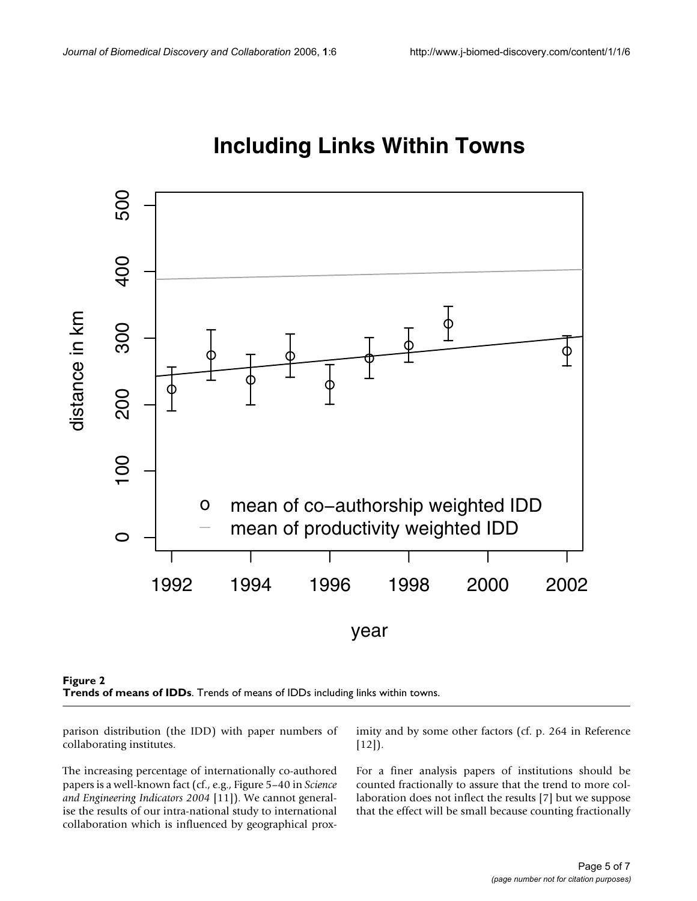**Figure 2**
**Trends of means of IDDs**. Trends of means of IDDs including links within towns.

parison distribution (the IDD) with paper numbers of collaborating institutes.

The increasing percentage of internationally co-authored papers is a well-known fact (cf., e.g., Figure 5–40 in *Science and Engineering Indicators 2004* [11]). We cannot generalise the results of our intra-national study to international collaboration which is influenced by geographical proximity and by some other factors (cf. p. 264 in Reference [12]).

For a finer analysis papers of institutions should be counted fractionally to assure that the trend to more collaboration does not inflect the results [7] but we suppose that the effect will be small because counting fractionally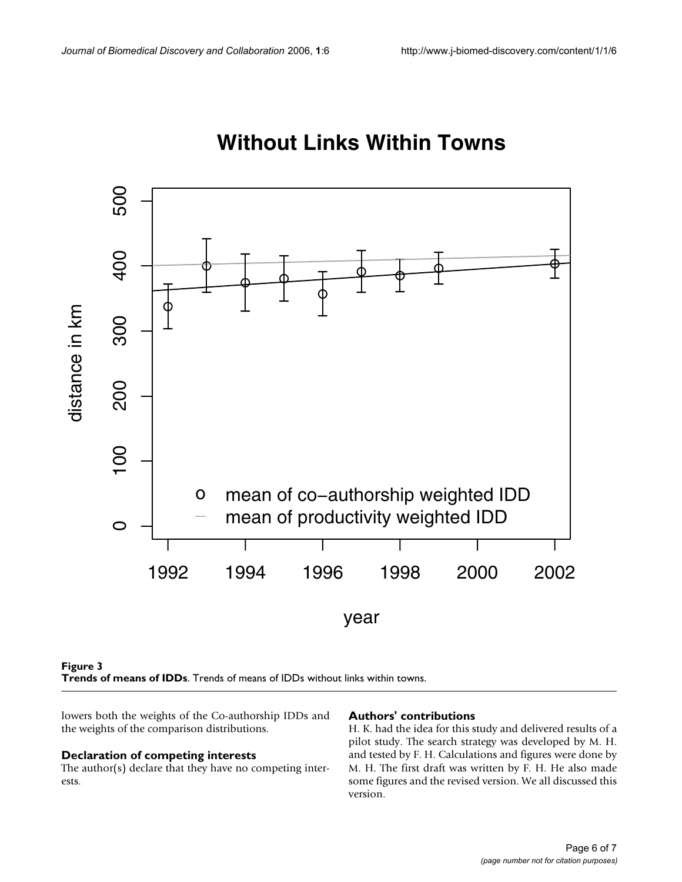**Figure 3**
**Trends of means of IDDs**. Trends of means of IDDs without links within towns.

lowers both the weights of the Co-authorship IDDs and the weights of the comparison distributions.

## Declaration of competing interests

The author(s) declare that they have no competing interests.

## Authors' contributions

H. K. had the idea for this study and delivered results of a pilot study. The search strategy was developed by M. H. and tested by F. H. Calculations and figures were done by M. H. The first draft was written by F. H. He also made some figures and the revised version. We all discussed this version.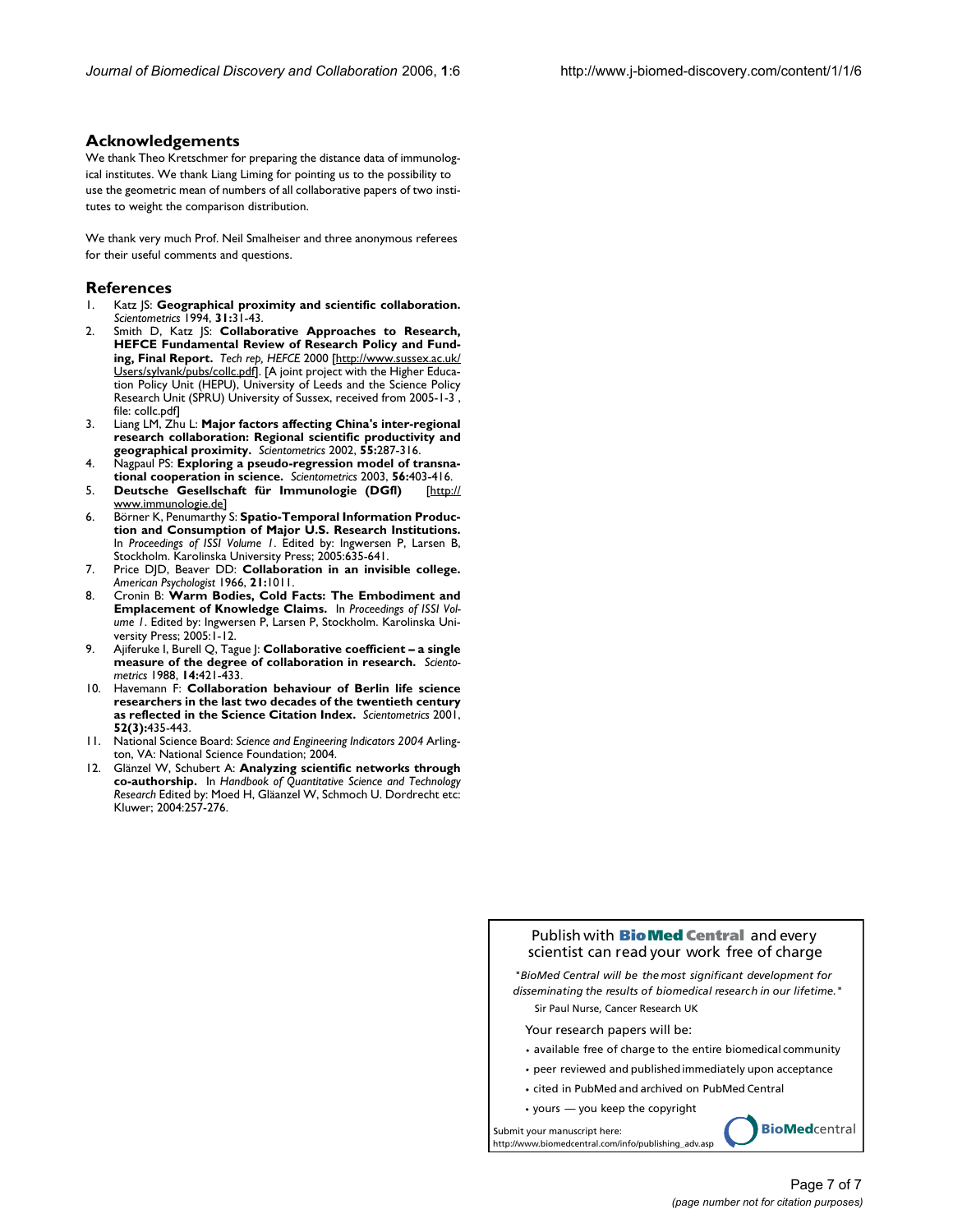## Acknowledgements

We thank Theo Kretschmer for preparing the distance data of immunological institutes. We thank Liang Liming for pointing us to the possibility to use the geometric mean of numbers of all collaborative papers of two institutes to weight the comparison distribution.

We thank very much Prof. Neil Smalheiser and three anonymous referees for their useful comments and questions.

## References

1. Katz JS: **Geographical proximity and scientific collaboration.** *Scientometrics* 1994, **31:**31-43.
2. Smith D, Katz JS: **Collaborative Approaches to Research, HEFCE Fundamental Review of Research Policy and Funding, Final Report.** *Tech rep, HEFCE* 2000 [http://www.sussex.ac.uk/Users/sylvank/pubs/collc.pdf]. [A joint project with the Higher Education Policy Unit (HEPU), University of Leeds and the Science Policy Research Unit (SPRU) University of Sussex, received from 2005-1-3 , file: collc.pdf]
3. Liang LM, Zhu L: **Major factors affecting China's inter-regional research collaboration: Regional scientific productivity and geographical proximity.** *Scientometrics* 2002, **55:**287-316.
4. Nagpaul PS: **Exploring a pseudo-regression model of transnational cooperation in science.** *Scientometrics* 2003, **56:**403-416.
5. **Deutsche Gesellschaft für Immunologie (DGfI)** [http://www.immunologie.de]
6. Börner K, Penumarthy S: **Spatio-Temporal Information Production and Consumption of Major U.S. Research Institutions.** In *Proceedings of ISSI Volume 1*. Edited by: Ingwersen P, Larsen B, Stockholm. Karolinska University Press; 2005:635-641.
7. Price DJD, Beaver DD: **Collaboration in an invisible college.** *American Psychologist* 1966, **21:**1011.
8. Cronin B: **Warm Bodies, Cold Facts: The Embodiment and Emplacement of Knowledge Claims.** In *Proceedings of ISSI Volume 1*. Edited by: Ingwersen P, Larsen P, Stockholm. Karolinska University Press; 2005:1-12.
9. Ajiferuke I, Burell Q, Tague J: **Collaborative coefficient – a single measure of the degree of collaboration in research.** *Scientometrics* 1988, **14:**421-433.
10. Havemann F: **Collaboration behaviour of Berlin life science researchers in the last two decades of the twentieth century as reflected in the Science Citation Index.** *Scientometrics* 2001, **52(3):**435-443.
11. National Science Board: *Science and Engineering Indicators 2004* Arlington, VA: National Science Foundation; 2004.
12. Glänzel W, Schubert A: **Analyzing scientific networks through co-authorship.** In *Handbook of Quantitative Science and Technology Research* Edited by: Moed H, Gläanzel W, Schmoch U. Dordrecht etc: Kluwer; 2004:257-276.

Publish with **BioMed Central** and every scientist can read your work free of charge

*"BioMed Central will be the most significant development for disseminating the results of biomedical research in our lifetime."*

Sir Paul Nurse, Cancer Research UK

Your research papers will be:

- available free of charge to the entire biomedical community
- peer reviewed and published immediately upon acceptance
- cited in PubMed and archived on PubMed Central
- yours — you keep the copyright

Submit your manuscript here:
http://www.biomedcentral.com/info/publishing_adv.asp

BioMedcentral